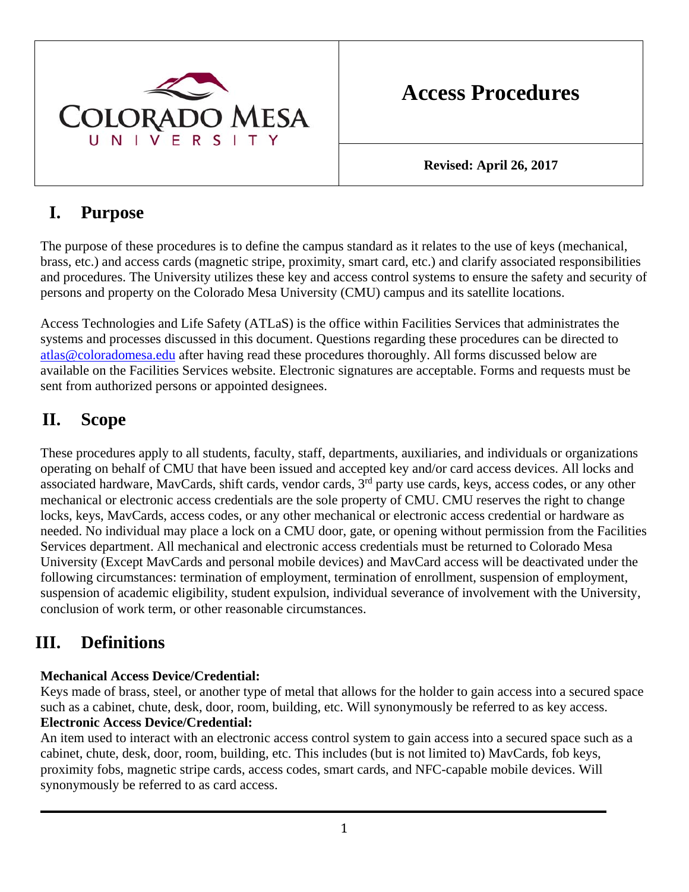Colorado Mesa University

# Access Procedures

**Revised: April 26, 2017**

## I. Purpose

The purpose of these procedures is to define the campus standard as it relates to the use of keys (mechanical, brass, etc.) and access cards (magnetic stripe, proximity, smart card, etc.) and clarify associated responsibilities and procedures. The University utilizes these key and access control systems to ensure the safety and security of persons and property on the Colorado Mesa University (CMU) campus and its satellite locations.

Access Technologies and Life Safety (ATLaS) is the office within Facilities Services that administrates the systems and processes discussed in this document. Questions regarding these procedures can be directed to atlas@coloradomesa.edu after having read these procedures thoroughly. All forms discussed below are available on the Facilities Services website. Electronic signatures are acceptable. Forms and requests must be sent from authorized persons or appointed designees.

## II. Scope

These procedures apply to all students, faculty, staff, departments, auxiliaries, and individuals or organizations operating on behalf of CMU that have been issued and accepted key and/or card access devices. All locks and associated hardware, MavCards, shift cards, vendor cards, 3rd party use cards, keys, access codes, or any other mechanical or electronic access credentials are the sole property of CMU. CMU reserves the right to change locks, keys, MavCards, access codes, or any other mechanical or electronic access credential or hardware as needed. No individual may place a lock on a CMU door, gate, or opening without permission from the Facilities Services department. All mechanical and electronic access credentials must be returned to Colorado Mesa University (Except MavCards and personal mobile devices) and MavCard access will be deactivated under the following circumstances: termination of employment, termination of enrollment, suspension of employment, suspension of academic eligibility, student expulsion, individual severance of involvement with the University, conclusion of work term, or other reasonable circumstances.

## III. Definitions

**Mechanical Access Device/Credential:**
Keys made of brass, steel, or another type of metal that allows for the holder to gain access into a secured space such as a cabinet, chute, desk, door, room, building, etc. Will synonymously be referred to as key access.

**Electronic Access Device/Credential:**
An item used to interact with an electronic access control system to gain access into a secured space such as a cabinet, chute, desk, door, room, building, etc. This includes (but is not limited to) MavCards, fob keys, proximity fobs, magnetic stripe cards, access codes, smart cards, and NFC-capable mobile devices. Will synonymously be referred to as card access.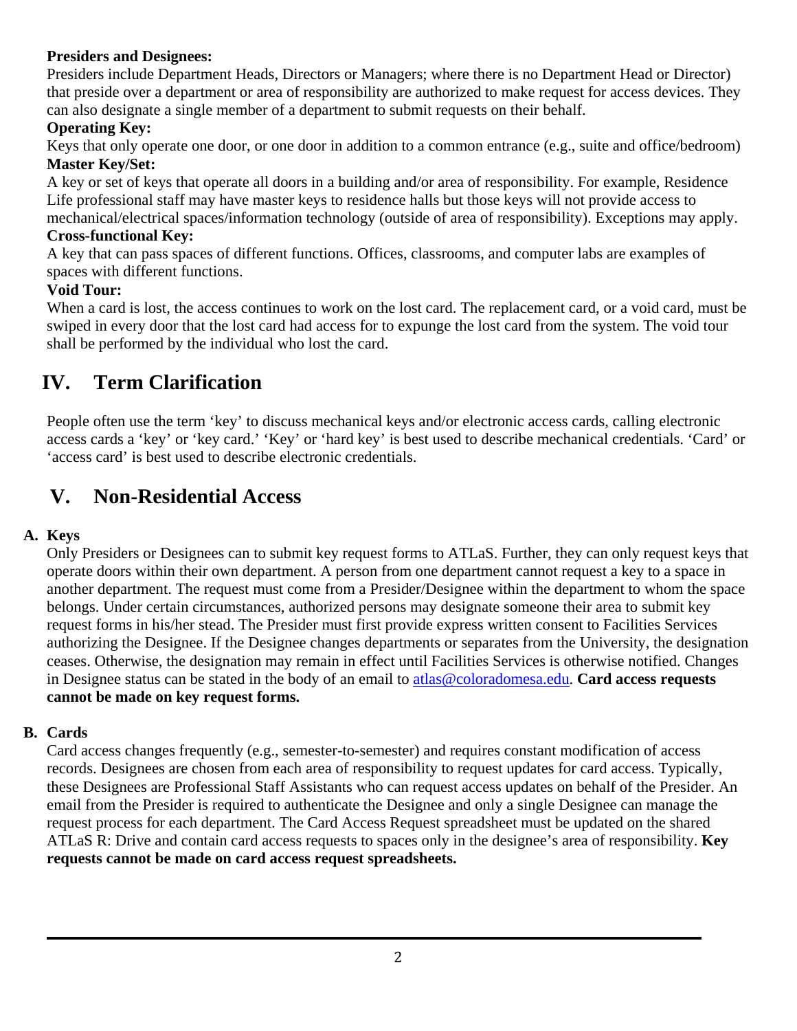**Presiders and Designees:**
Presiders include Department Heads, Directors or Managers; where there is no Department Head or Director) that preside over a department or area of responsibility are authorized to make request for access devices. They can also designate a single member of a department to submit requests on their behalf.

**Operating Key:**
Keys that only operate one door, or one door in addition to a common entrance (e.g., suite and office/bedroom)

**Master Key/Set:**
A key or set of keys that operate all doors in a building and/or area of responsibility. For example, Residence Life professional staff may have master keys to residence halls but those keys will not provide access to mechanical/electrical spaces/information technology (outside of area of responsibility). Exceptions may apply.

**Cross-functional Key:**
A key that can pass spaces of different functions. Offices, classrooms, and computer labs are examples of spaces with different functions.

**Void Tour:**
When a card is lost, the access continues to work on the lost card. The replacement card, or a void card, must be swiped in every door that the lost card had access for to expunge the lost card from the system. The void tour shall be performed by the individual who lost the card.

# IV. Term Clarification

People often use the term 'key' to discuss mechanical keys and/or electronic access cards, calling electronic access cards a 'key' or 'key card.' 'Key' or 'hard key' is best used to describe mechanical credentials. 'Card' or 'access card' is best used to describe electronic credentials.

# V. Non-Residential Access

**A. Keys**

Only Presiders or Designees can to submit key request forms to ATLaS. Further, they can only request keys that operate doors within their own department. A person from one department cannot request a key to a space in another department. The request must come from a Presider/Designee within the department to whom the space belongs. Under certain circumstances, authorized persons may designate someone their area to submit key request forms in his/her stead. The Presider must first provide express written consent to Facilities Services authorizing the Designee. If the Designee changes departments or separates from the University, the designation ceases. Otherwise, the designation may remain in effect until Facilities Services is otherwise notified. Changes in Designee status can be stated in the body of an email to atlas@coloradomesa.edu. **Card access requests cannot be made on key request forms.**

**B. Cards**

Card access changes frequently (e.g., semester-to-semester) and requires constant modification of access records. Designees are chosen from each area of responsibility to request updates for card access. Typically, these Designees are Professional Staff Assistants who can request access updates on behalf of the Presider. An email from the Presider is required to authenticate the Designee and only a single Designee can manage the request process for each department. The Card Access Request spreadsheet must be updated on the shared ATLaS R: Drive and contain card access requests to spaces only in the designee's area of responsibility. **Key requests cannot be made on card access request spreadsheets.**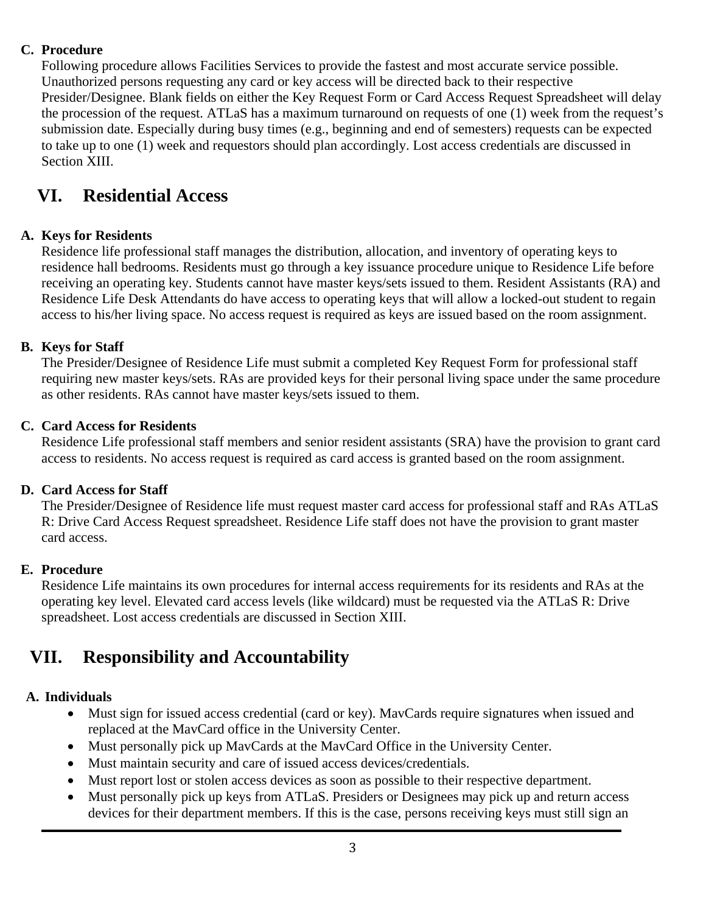### C. Procedure

Following procedure allows Facilities Services to provide the fastest and most accurate service possible. Unauthorized persons requesting any card or key access will be directed back to their respective Presider/Designee. Blank fields on either the Key Request Form or Card Access Request Spreadsheet will delay the procession of the request. ATLaS has a maximum turnaround on requests of one (1) week from the request's submission date. Especially during busy times (e.g., beginning and end of semesters) requests can be expected to take up to one (1) week and requestors should plan accordingly. Lost access credentials are discussed in Section XIII.

## VI. Residential Access

### A. Keys for Residents

Residence life professional staff manages the distribution, allocation, and inventory of operating keys to residence hall bedrooms. Residents must go through a key issuance procedure unique to Residence Life before receiving an operating key. Students cannot have master keys/sets issued to them. Resident Assistants (RA) and Residence Life Desk Attendants do have access to operating keys that will allow a locked-out student to regain access to his/her living space. No access request is required as keys are issued based on the room assignment.

### B. Keys for Staff

The Presider/Designee of Residence Life must submit a completed Key Request Form for professional staff requiring new master keys/sets. RAs are provided keys for their personal living space under the same procedure as other residents. RAs cannot have master keys/sets issued to them.

### C. Card Access for Residents

Residence Life professional staff members and senior resident assistants (SRA) have the provision to grant card access to residents. No access request is required as card access is granted based on the room assignment.

### D. Card Access for Staff

The Presider/Designee of Residence life must request master card access for professional staff and RAs ATLaS R: Drive Card Access Request spreadsheet. Residence Life staff does not have the provision to grant master card access.

### E. Procedure

Residence Life maintains its own procedures for internal access requirements for its residents and RAs at the operating key level. Elevated card access levels (like wildcard) must be requested via the ATLaS R: Drive spreadsheet. Lost access credentials are discussed in Section XIII.

## VII. Responsibility and Accountability

### A. Individuals

- Must sign for issued access credential (card or key). MavCards require signatures when issued and replaced at the MavCard office in the University Center.
- Must personally pick up MavCards at the MavCard Office in the University Center.
- Must maintain security and care of issued access devices/credentials.
- Must report lost or stolen access devices as soon as possible to their respective department.
- Must personally pick up keys from ATLaS. Presiders or Designees may pick up and return access devices for their department members. If this is the case, persons receiving keys must still sign an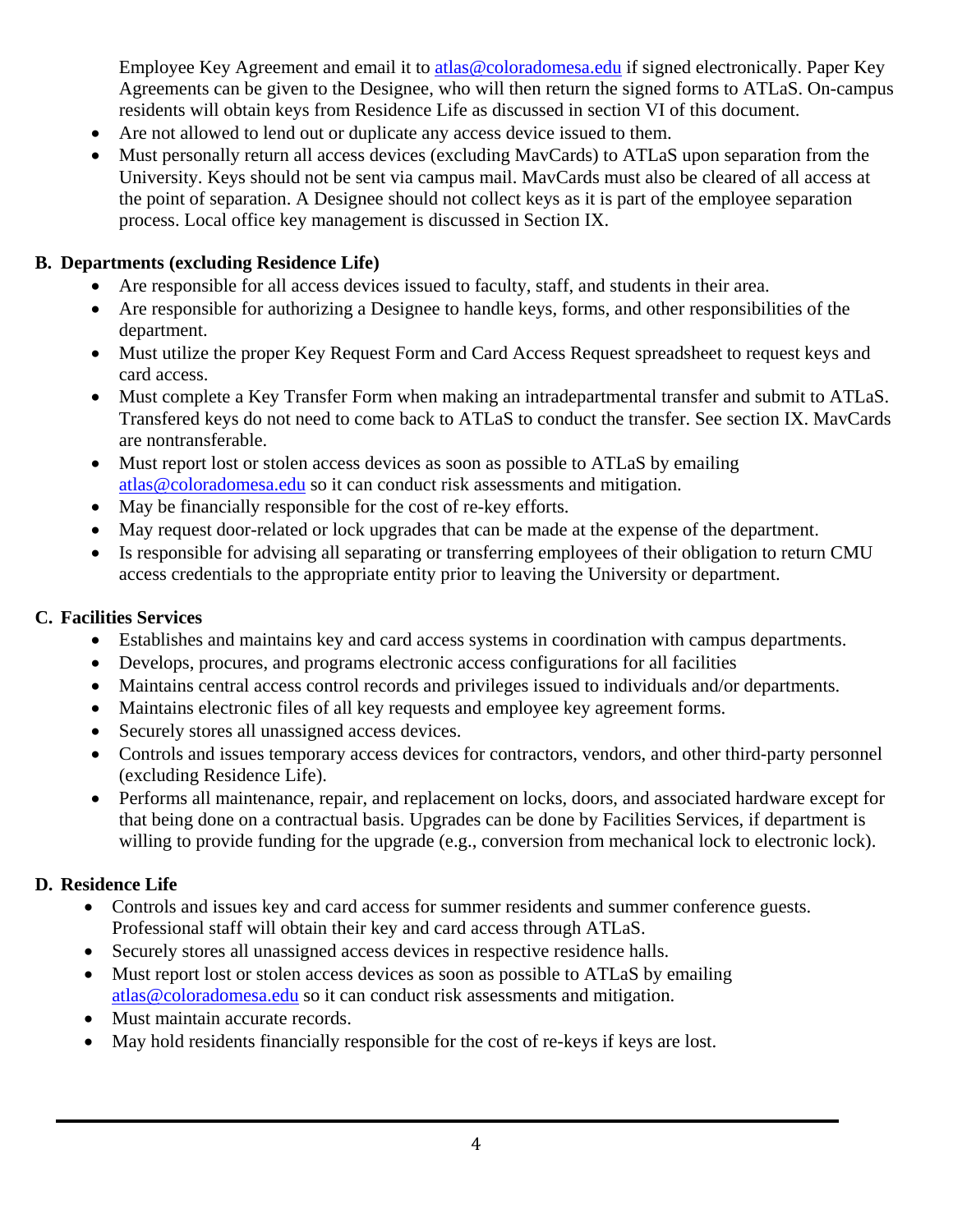Employee Key Agreement and email it to atlas@coloradomesa.edu if signed electronically. Paper Key Agreements can be given to the Designee, who will then return the signed forms to ATLaS. On-campus residents will obtain keys from Residence Life as discussed in section VI of this document.

- Are not allowed to lend out or duplicate any access device issued to them.
- Must personally return all access devices (excluding MavCards) to ATLaS upon separation from the University. Keys should not be sent via campus mail. MavCards must also be cleared of all access at the point of separation. A Designee should not collect keys as it is part of the employee separation process. Local office key management is discussed in Section IX.

## B. Departments (excluding Residence Life)

- Are responsible for all access devices issued to faculty, staff, and students in their area.
- Are responsible for authorizing a Designee to handle keys, forms, and other responsibilities of the department.
- Must utilize the proper Key Request Form and Card Access Request spreadsheet to request keys and card access.
- Must complete a Key Transfer Form when making an intradepartmental transfer and submit to ATLaS. Transfered keys do not need to come back to ATLaS to conduct the transfer. See section IX. MavCards are nontransferable.
- Must report lost or stolen access devices as soon as possible to ATLaS by emailing atlas@coloradomesa.edu so it can conduct risk assessments and mitigation.
- May be financially responsible for the cost of re-key efforts.
- May request door-related or lock upgrades that can be made at the expense of the department.
- Is responsible for advising all separating or transferring employees of their obligation to return CMU access credentials to the appropriate entity prior to leaving the University or department.

## C. Facilities Services

- Establishes and maintains key and card access systems in coordination with campus departments.
- Develops, procures, and programs electronic access configurations for all facilities
- Maintains central access control records and privileges issued to individuals and/or departments.
- Maintains electronic files of all key requests and employee key agreement forms.
- Securely stores all unassigned access devices.
- Controls and issues temporary access devices for contractors, vendors, and other third-party personnel (excluding Residence Life).
- Performs all maintenance, repair, and replacement on locks, doors, and associated hardware except for that being done on a contractual basis. Upgrades can be done by Facilities Services, if department is willing to provide funding for the upgrade (e.g., conversion from mechanical lock to electronic lock).

## D. Residence Life

- Controls and issues key and card access for summer residents and summer conference guests. Professional staff will obtain their key and card access through ATLaS.
- Securely stores all unassigned access devices in respective residence halls.
- Must report lost or stolen access devices as soon as possible to ATLaS by emailing atlas@coloradomesa.edu so it can conduct risk assessments and mitigation.
- Must maintain accurate records.
- May hold residents financially responsible for the cost of re-keys if keys are lost.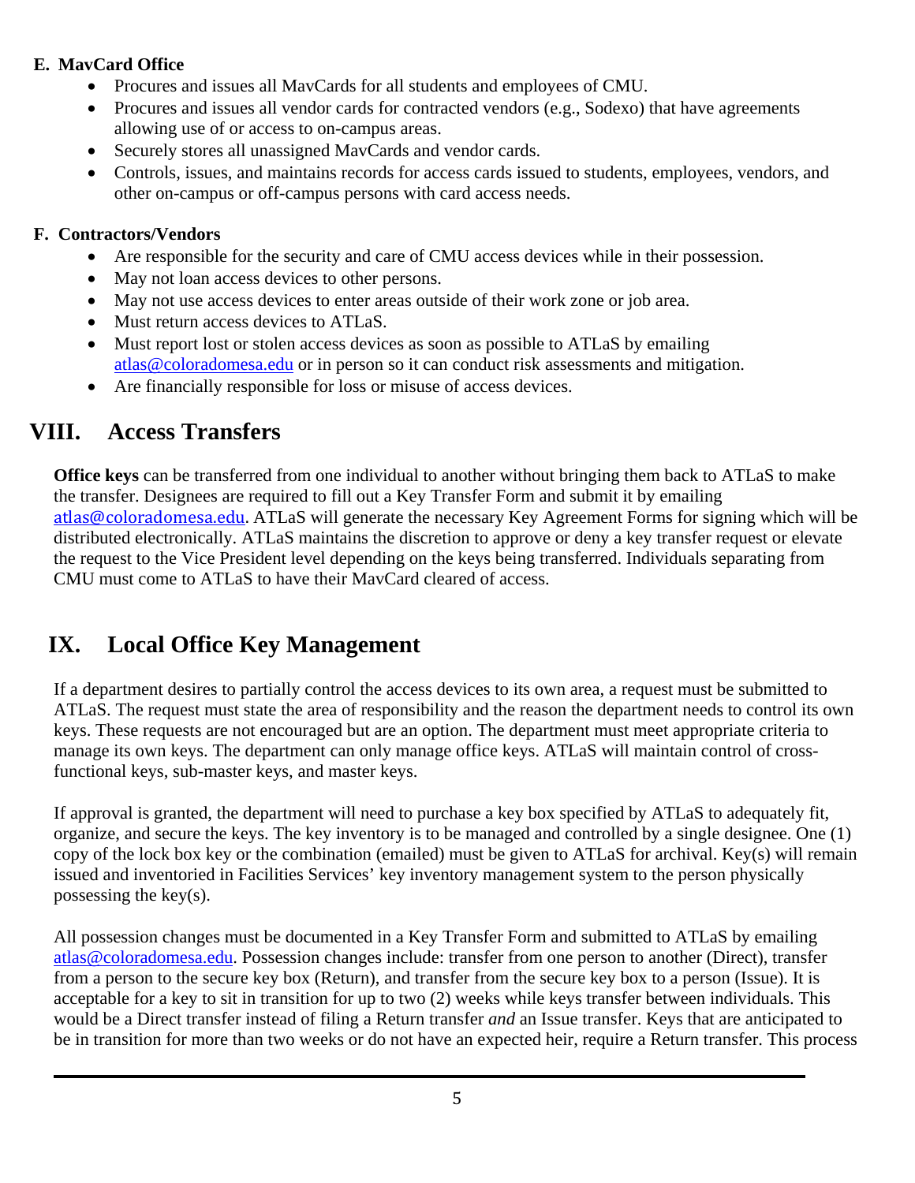**E. MavCard Office**

- Procures and issues all MavCards for all students and employees of CMU.
- Procures and issues all vendor cards for contracted vendors (e.g., Sodexo) that have agreements allowing use of or access to on-campus areas.
- Securely stores all unassigned MavCards and vendor cards.
- Controls, issues, and maintains records for access cards issued to students, employees, vendors, and other on-campus or off-campus persons with card access needs.

**F. Contractors/Vendors**

- Are responsible for the security and care of CMU access devices while in their possession.
- May not loan access devices to other persons.
- May not use access devices to enter areas outside of their work zone or job area.
- Must return access devices to ATLaS.
- Must report lost or stolen access devices as soon as possible to ATLaS by emailing atlas@coloradomesa.edu or in person so it can conduct risk assessments and mitigation.
- Are financially responsible for loss or misuse of access devices.

# VIII. Access Transfers

**Office keys** can be transferred from one individual to another without bringing them back to ATLaS to make the transfer. Designees are required to fill out a Key Transfer Form and submit it by emailing atlas@coloradomesa.edu. ATLaS will generate the necessary Key Agreement Forms for signing which will be distributed electronically. ATLaS maintains the discretion to approve or deny a key transfer request or elevate the request to the Vice President level depending on the keys being transferred. Individuals separating from CMU must come to ATLaS to have their MavCard cleared of access.

# IX. Local Office Key Management

If a department desires to partially control the access devices to its own area, a request must be submitted to ATLaS. The request must state the area of responsibility and the reason the department needs to control its own keys. These requests are not encouraged but are an option. The department must meet appropriate criteria to manage its own keys. The department can only manage office keys. ATLaS will maintain control of cross-functional keys, sub-master keys, and master keys.

If approval is granted, the department will need to purchase a key box specified by ATLaS to adequately fit, organize, and secure the keys. The key inventory is to be managed and controlled by a single designee. One (1) copy of the lock box key or the combination (emailed) must be given to ATLaS for archival. Key(s) will remain issued and inventoried in Facilities Services' key inventory management system to the person physically possessing the key(s).

All possession changes must be documented in a Key Transfer Form and submitted to ATLaS by emailing atlas@coloradomesa.edu. Possession changes include: transfer from one person to another (Direct), transfer from a person to the secure key box (Return), and transfer from the secure key box to a person (Issue). It is acceptable for a key to sit in transition for up to two (2) weeks while keys transfer between individuals. This would be a Direct transfer instead of filing a Return transfer *and* an Issue transfer. Keys that are anticipated to be in transition for more than two weeks or do not have an expected heir, require a Return transfer. This process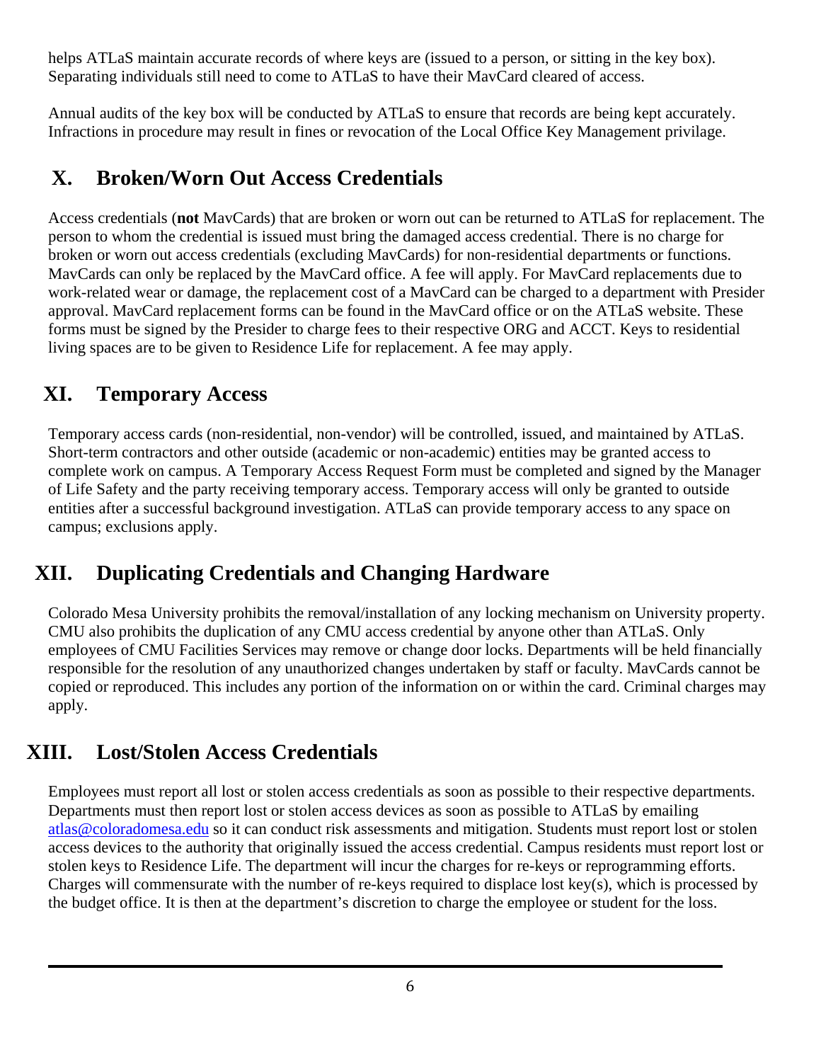helps ATLaS maintain accurate records of where keys are (issued to a person, or sitting in the key box). Separating individuals still need to come to ATLaS to have their MavCard cleared of access.

Annual audits of the key box will be conducted by ATLaS to ensure that records are being kept accurately. Infractions in procedure may result in fines or revocation of the Local Office Key Management privilage.

## X. Broken/Worn Out Access Credentials

Access credentials (**not** MavCards) that are broken or worn out can be returned to ATLaS for replacement. The person to whom the credential is issued must bring the damaged access credential. There is no charge for broken or worn out access credentials (excluding MavCards) for non-residential departments or functions. MavCards can only be replaced by the MavCard office. A fee will apply. For MavCard replacements due to work-related wear or damage, the replacement cost of a MavCard can be charged to a department with Presider approval. MavCard replacement forms can be found in the MavCard office or on the ATLaS website. These forms must be signed by the Presider to charge fees to their respective ORG and ACCT. Keys to residential living spaces are to be given to Residence Life for replacement. A fee may apply.

## XI. Temporary Access

Temporary access cards (non-residential, non-vendor) will be controlled, issued, and maintained by ATLaS. Short-term contractors and other outside (academic or non-academic) entities may be granted access to complete work on campus. A Temporary Access Request Form must be completed and signed by the Manager of Life Safety and the party receiving temporary access. Temporary access will only be granted to outside entities after a successful background investigation. ATLaS can provide temporary access to any space on campus; exclusions apply.

## XII. Duplicating Credentials and Changing Hardware

Colorado Mesa University prohibits the removal/installation of any locking mechanism on University property. CMU also prohibits the duplication of any CMU access credential by anyone other than ATLaS. Only employees of CMU Facilities Services may remove or change door locks. Departments will be held financially responsible for the resolution of any unauthorized changes undertaken by staff or faculty. MavCards cannot be copied or reproduced. This includes any portion of the information on or within the card. Criminal charges may apply.

## XIII. Lost/Stolen Access Credentials

Employees must report all lost or stolen access credentials as soon as possible to their respective departments. Departments must then report lost or stolen access devices as soon as possible to ATLaS by emailing atlas@coloradomesa.edu so it can conduct risk assessments and mitigation. Students must report lost or stolen access devices to the authority that originally issued the access credential. Campus residents must report lost or stolen keys to Residence Life. The department will incur the charges for re-keys or reprogramming efforts. Charges will commensurate with the number of re-keys required to displace lost key(s), which is processed by the budget office. It is then at the department's discretion to charge the employee or student for the loss.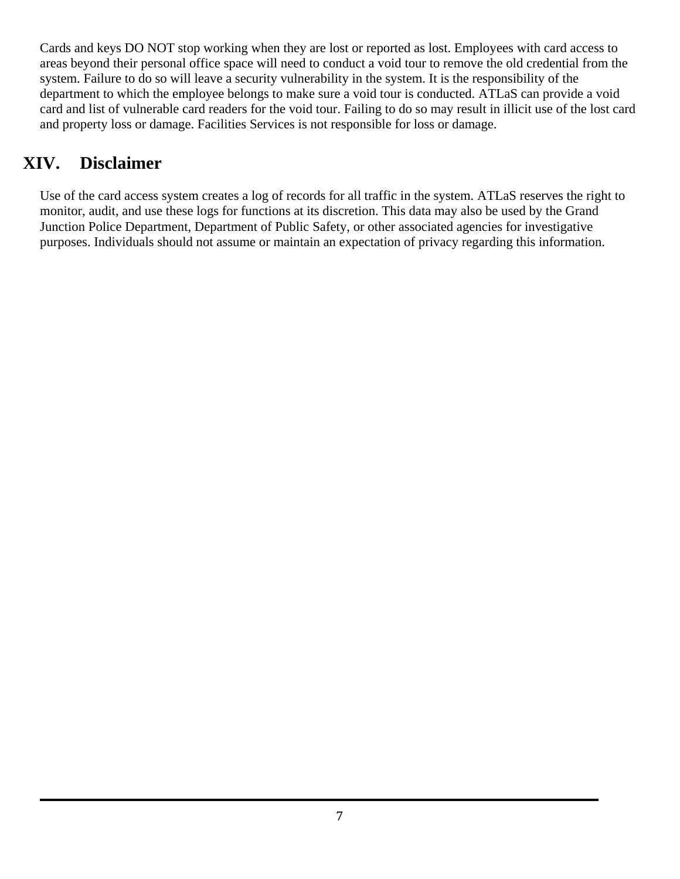Cards and keys DO NOT stop working when they are lost or reported as lost. Employees with card access to areas beyond their personal office space will need to conduct a void tour to remove the old credential from the system. Failure to do so will leave a security vulnerability in the system. It is the responsibility of the department to which the employee belongs to make sure a void tour is conducted. ATLaS can provide a void card and list of vulnerable card readers for the void tour. Failing to do so may result in illicit use of the lost card and property loss or damage. Facilities Services is not responsible for loss or damage.

## XIV. Disclaimer

Use of the card access system creates a log of records for all traffic in the system. ATLaS reserves the right to monitor, audit, and use these logs for functions at its discretion. This data may also be used by the Grand Junction Police Department, Department of Public Safety, or other associated agencies for investigative purposes. Individuals should not assume or maintain an expectation of privacy regarding this information.